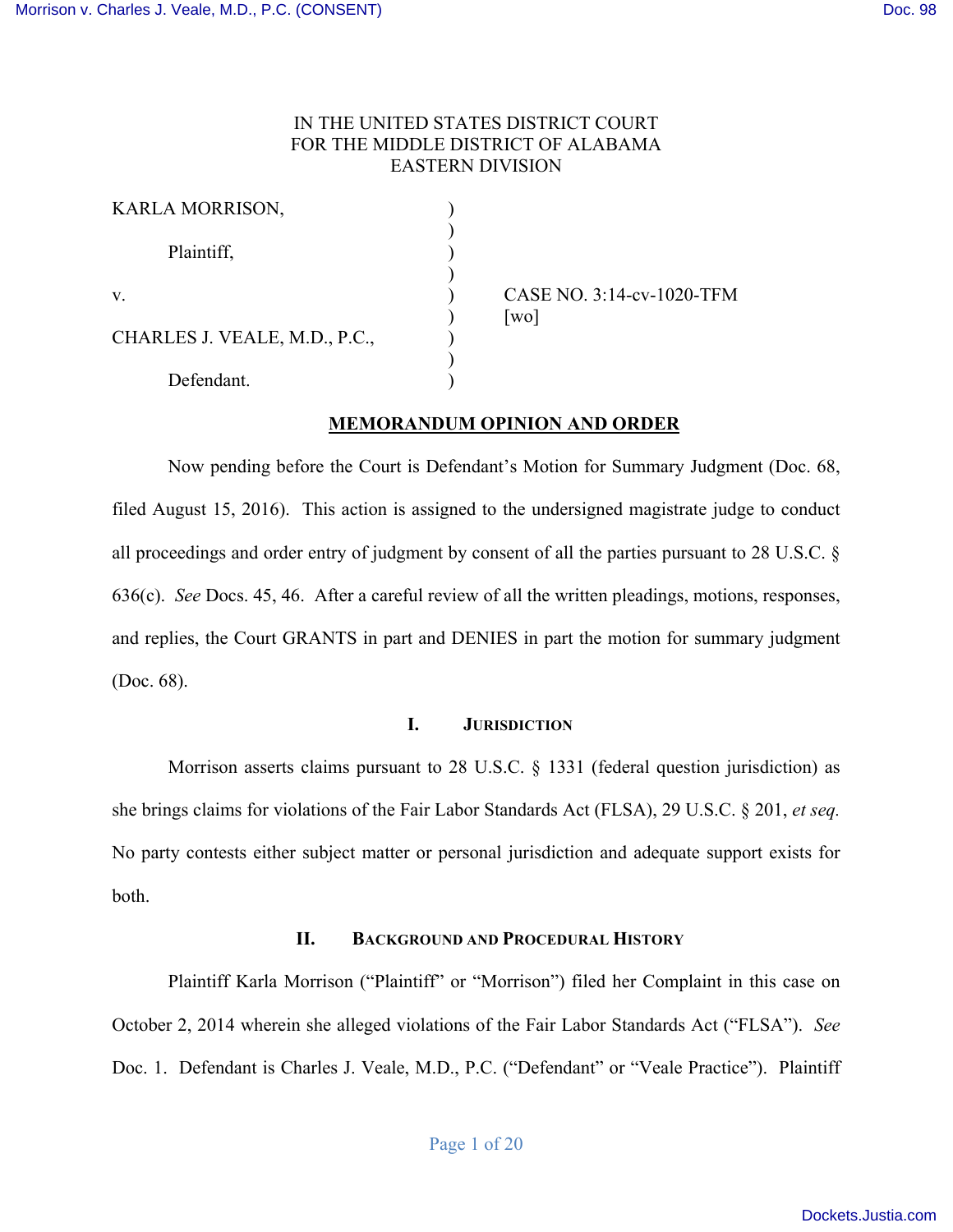IN THE UNITED STATES DISTRICT COURT
FOR THE MIDDLE DISTRICT OF ALABAMA
EASTERN DIVISION

| | | |
|---|---|---|
| KARLA MORRISON, | ) | |
| | ) | |
| Plaintiff, | ) | |
| | ) | |
| v. | ) | CASE NO. 3:14-cv-1020-TFM |
| | ) | [wo] |
| CHARLES J. VEALE, M.D., P.C., | ) | |
| | ) | |
| Defendant. | ) | |

## MEMORANDUM OPINION AND ORDER

Now pending before the Court is Defendant's Motion for Summary Judgment (Doc. 68, filed August 15, 2016). This action is assigned to the undersigned magistrate judge to conduct all proceedings and order entry of judgment by consent of all the parties pursuant to 28 U.S.C. § 636(c). *See* Docs. 45, 46. After a careful review of all the written pleadings, motions, responses, and replies, the Court GRANTS in part and DENIES in part the motion for summary judgment (Doc. 68).

### I. JURISDICTION

Morrison asserts claims pursuant to 28 U.S.C. § 1331 (federal question jurisdiction) as she brings claims for violations of the Fair Labor Standards Act (FLSA), 29 U.S.C. § 201, *et seq.* No party contests either subject matter or personal jurisdiction and adequate support exists for both.

### II. BACKGROUND AND PROCEDURAL HISTORY

Plaintiff Karla Morrison ("Plaintiff" or "Morrison") filed her Complaint in this case on October 2, 2014 wherein she alleged violations of the Fair Labor Standards Act ("FLSA"). *See* Doc. 1. Defendant is Charles J. Veale, M.D., P.C. ("Defendant" or "Veale Practice"). Plaintiff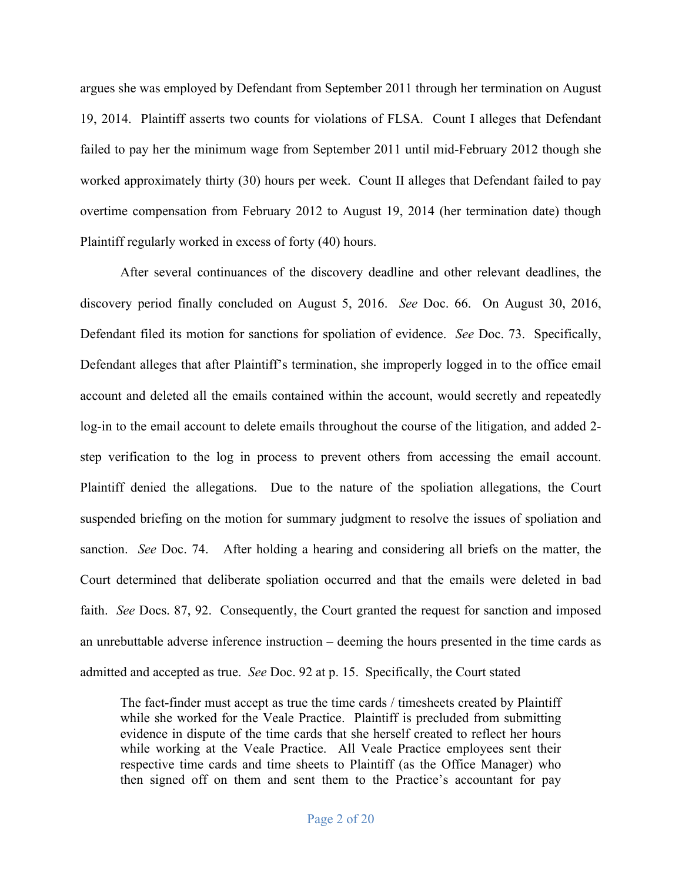argues she was employed by Defendant from September 2011 through her termination on August 19, 2014. Plaintiff asserts two counts for violations of FLSA. Count I alleges that Defendant failed to pay her the minimum wage from September 2011 until mid-February 2012 though she worked approximately thirty (30) hours per week. Count II alleges that Defendant failed to pay overtime compensation from February 2012 to August 19, 2014 (her termination date) though Plaintiff regularly worked in excess of forty (40) hours.

After several continuances of the discovery deadline and other relevant deadlines, the discovery period finally concluded on August 5, 2016. *See* Doc. 66. On August 30, 2016, Defendant filed its motion for sanctions for spoliation of evidence. *See* Doc. 73. Specifically, Defendant alleges that after Plaintiff's termination, she improperly logged in to the office email account and deleted all the emails contained within the account, would secretly and repeatedly log-in to the email account to delete emails throughout the course of the litigation, and added 2-step verification to the log in process to prevent others from accessing the email account. Plaintiff denied the allegations. Due to the nature of the spoliation allegations, the Court suspended briefing on the motion for summary judgment to resolve the issues of spoliation and sanction. *See* Doc. 74. After holding a hearing and considering all briefs on the matter, the Court determined that deliberate spoliation occurred and that the emails were deleted in bad faith. *See* Docs. 87, 92. Consequently, the Court granted the request for sanction and imposed an unrebuttable adverse inference instruction – deeming the hours presented in the time cards as admitted and accepted as true. *See* Doc. 92 at p. 15. Specifically, the Court stated

> The fact-finder must accept as true the time cards / timesheets created by Plaintiff while she worked for the Veale Practice. Plaintiff is precluded from submitting evidence in dispute of the time cards that she herself created to reflect her hours while working at the Veale Practice. All Veale Practice employees sent their respective time cards and time sheets to Plaintiff (as the Office Manager) who then signed off on them and sent them to the Practice's accountant for pay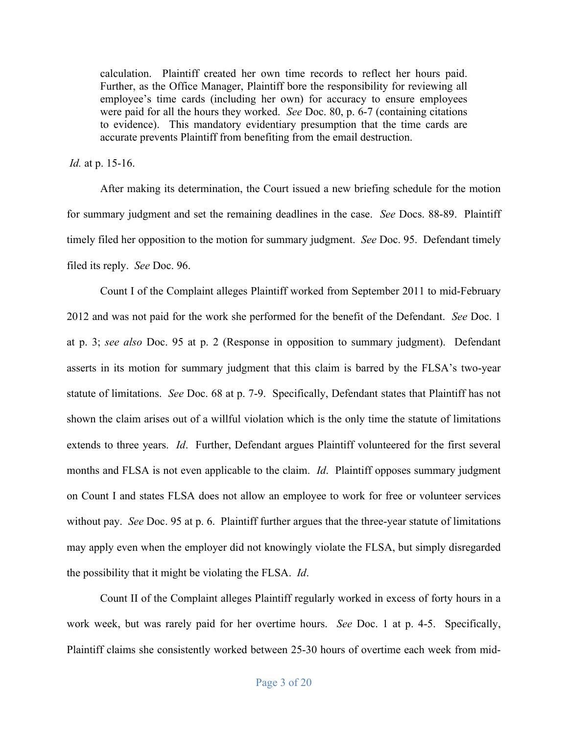> calculation. Plaintiff created her own time records to reflect her hours paid. Further, as the Office Manager, Plaintiff bore the responsibility for reviewing all employee's time cards (including her own) for accuracy to ensure employees were paid for all the hours they worked. *See* Doc. 80, p. 6-7 (containing citations to evidence). This mandatory evidentiary presumption that the time cards are accurate prevents Plaintiff from benefiting from the email destruction.

*Id.* at p. 15-16.

After making its determination, the Court issued a new briefing schedule for the motion for summary judgment and set the remaining deadlines in the case. *See* Docs. 88-89. Plaintiff timely filed her opposition to the motion for summary judgment. *See* Doc. 95. Defendant timely filed its reply. *See* Doc. 96.

Count I of the Complaint alleges Plaintiff worked from September 2011 to mid-February 2012 and was not paid for the work she performed for the benefit of the Defendant. *See* Doc. 1 at p. 3; *see also* Doc. 95 at p. 2 (Response in opposition to summary judgment). Defendant asserts in its motion for summary judgment that this claim is barred by the FLSA's two-year statute of limitations. *See* Doc. 68 at p. 7-9. Specifically, Defendant states that Plaintiff has not shown the claim arises out of a willful violation which is the only time the statute of limitations extends to three years. *Id*. Further, Defendant argues Plaintiff volunteered for the first several months and FLSA is not even applicable to the claim. *Id*. Plaintiff opposes summary judgment on Count I and states FLSA does not allow an employee to work for free or volunteer services without pay. *See* Doc. 95 at p. 6. Plaintiff further argues that the three-year statute of limitations may apply even when the employer did not knowingly violate the FLSA, but simply disregarded the possibility that it might be violating the FLSA. *Id*.

Count II of the Complaint alleges Plaintiff regularly worked in excess of forty hours in a work week, but was rarely paid for her overtime hours. *See* Doc. 1 at p. 4-5. Specifically, Plaintiff claims she consistently worked between 25-30 hours of overtime each week from mid-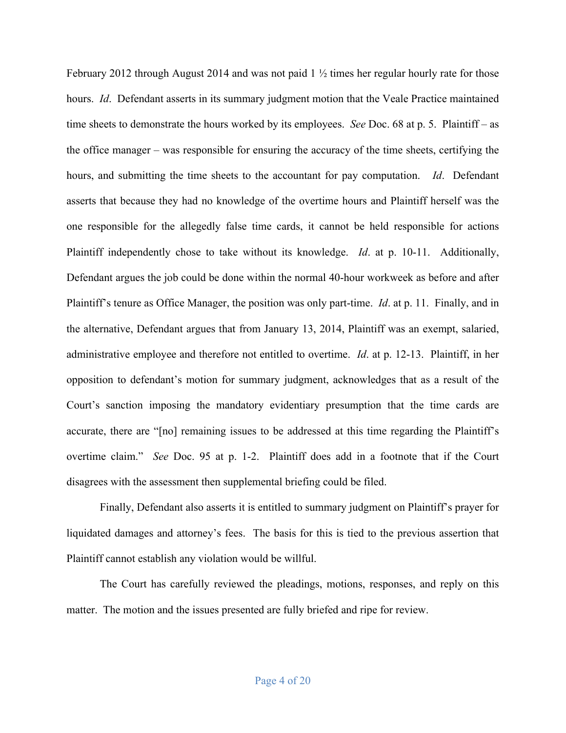February 2012 through August 2014 and was not paid 1 ½ times her regular hourly rate for those hours. *Id*. Defendant asserts in its summary judgment motion that the Veale Practice maintained time sheets to demonstrate the hours worked by its employees. *See* Doc. 68 at p. 5. Plaintiff – as the office manager – was responsible for ensuring the accuracy of the time sheets, certifying the hours, and submitting the time sheets to the accountant for pay computation. *Id*. Defendant asserts that because they had no knowledge of the overtime hours and Plaintiff herself was the one responsible for the allegedly false time cards, it cannot be held responsible for actions Plaintiff independently chose to take without its knowledge. *Id*. at p. 10-11. Additionally, Defendant argues the job could be done within the normal 40-hour workweek as before and after Plaintiff's tenure as Office Manager, the position was only part-time. *Id*. at p. 11. Finally, and in the alternative, Defendant argues that from January 13, 2014, Plaintiff was an exempt, salaried, administrative employee and therefore not entitled to overtime. *Id*. at p. 12-13. Plaintiff, in her opposition to defendant's motion for summary judgment, acknowledges that as a result of the Court's sanction imposing the mandatory evidentiary presumption that the time cards are accurate, there are "[no] remaining issues to be addressed at this time regarding the Plaintiff's overtime claim." *See* Doc. 95 at p. 1-2. Plaintiff does add in a footnote that if the Court disagrees with the assessment then supplemental briefing could be filed.

Finally, Defendant also asserts it is entitled to summary judgment on Plaintiff's prayer for liquidated damages and attorney's fees. The basis for this is tied to the previous assertion that Plaintiff cannot establish any violation would be willful.

The Court has carefully reviewed the pleadings, motions, responses, and reply on this matter. The motion and the issues presented are fully briefed and ripe for review.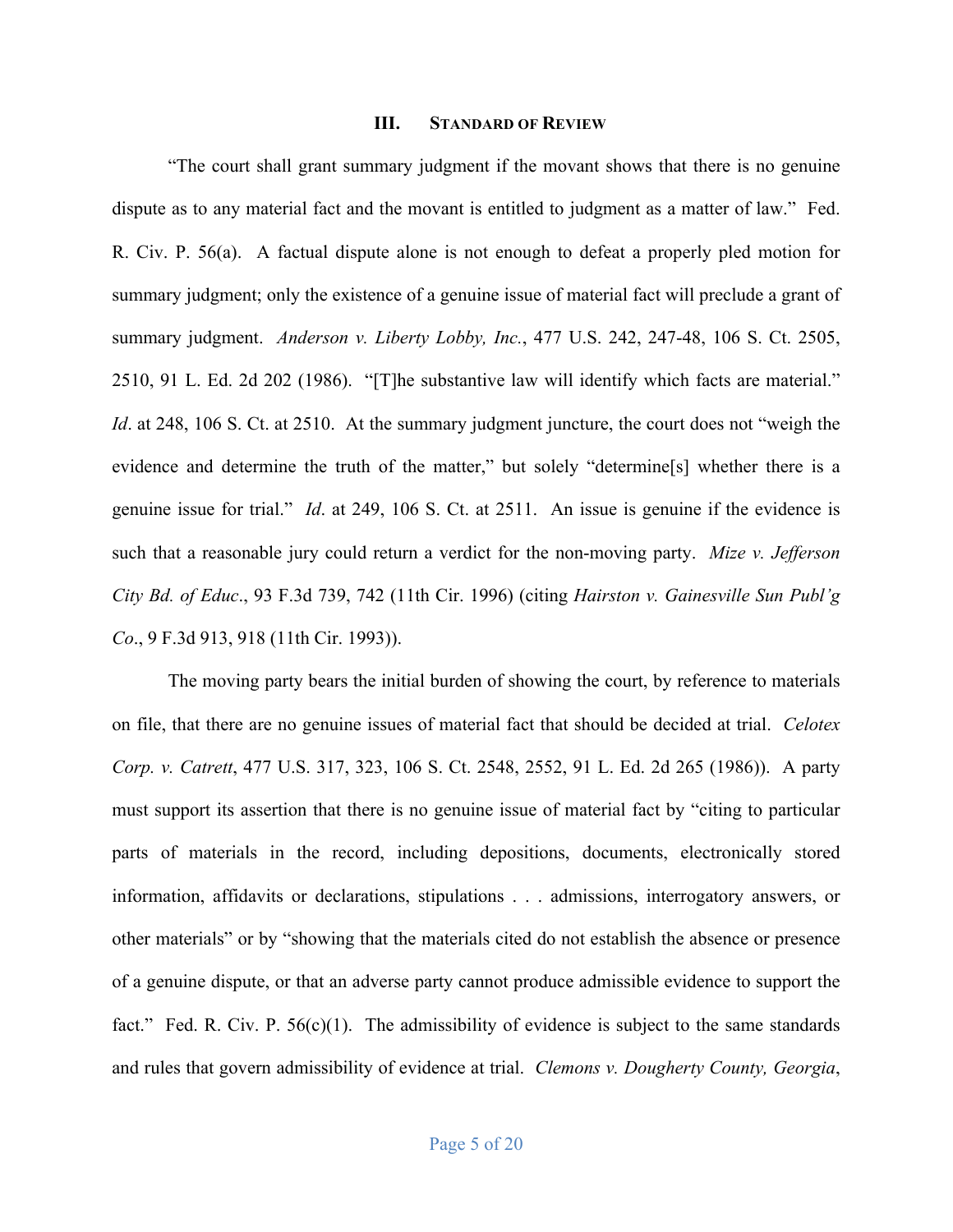## III. Standard of Review

"The court shall grant summary judgment if the movant shows that there is no genuine dispute as to any material fact and the movant is entitled to judgment as a matter of law." Fed. R. Civ. P. 56(a). A factual dispute alone is not enough to defeat a properly pled motion for summary judgment; only the existence of a genuine issue of material fact will preclude a grant of summary judgment. *Anderson v. Liberty Lobby, Inc.*, 477 U.S. 242, 247-48, 106 S. Ct. 2505, 2510, 91 L. Ed. 2d 202 (1986). "[T]he substantive law will identify which facts are material." *Id*. at 248, 106 S. Ct. at 2510. At the summary judgment juncture, the court does not "weigh the evidence and determine the truth of the matter," but solely "determine[s] whether there is a genuine issue for trial." *Id*. at 249, 106 S. Ct. at 2511. An issue is genuine if the evidence is such that a reasonable jury could return a verdict for the non-moving party. *Mize v. Jefferson City Bd. of Educ*., 93 F.3d 739, 742 (11th Cir. 1996) (citing *Hairston v. Gainesville Sun Publ'g Co*., 9 F.3d 913, 918 (11th Cir. 1993)).

The moving party bears the initial burden of showing the court, by reference to materials on file, that there are no genuine issues of material fact that should be decided at trial. *Celotex Corp. v. Catrett*, 477 U.S. 317, 323, 106 S. Ct. 2548, 2552, 91 L. Ed. 2d 265 (1986)). A party must support its assertion that there is no genuine issue of material fact by "citing to particular parts of materials in the record, including depositions, documents, electronically stored information, affidavits or declarations, stipulations . . . admissions, interrogatory answers, or other materials" or by "showing that the materials cited do not establish the absence or presence of a genuine dispute, or that an adverse party cannot produce admissible evidence to support the fact." Fed. R. Civ. P. 56(c)(1). The admissibility of evidence is subject to the same standards and rules that govern admissibility of evidence at trial. *Clemons v. Dougherty County, Georgia*,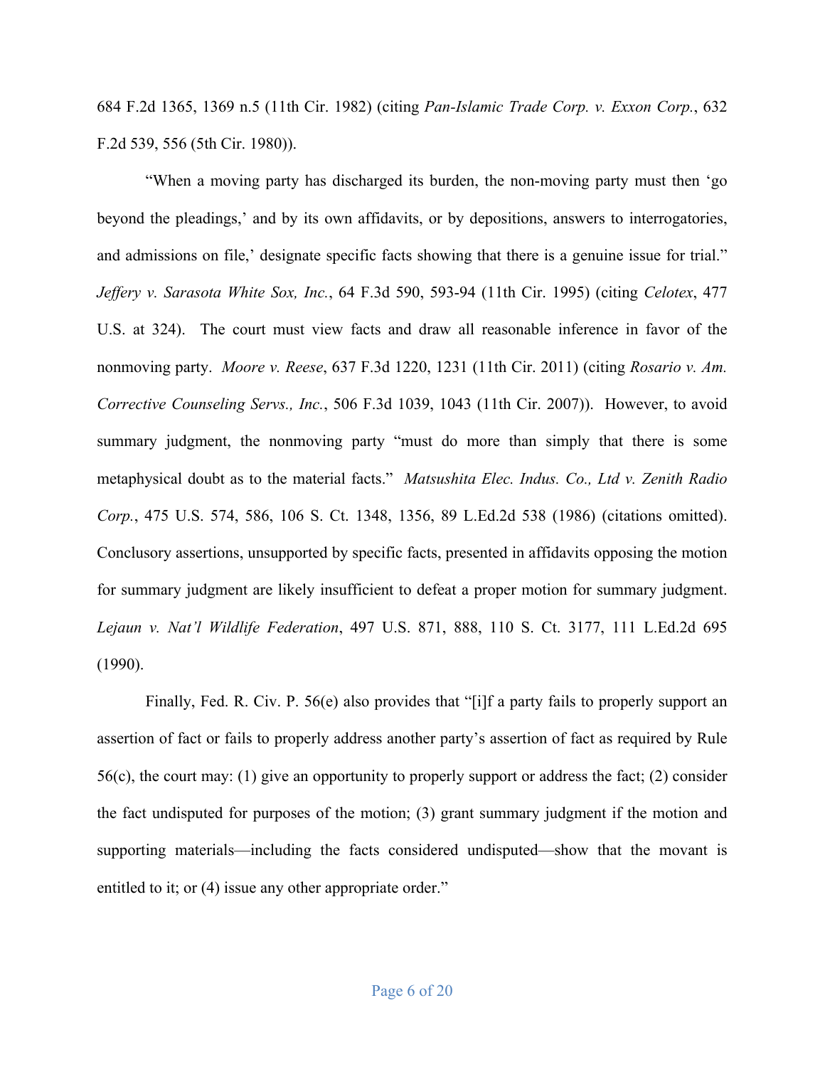684 F.2d 1365, 1369 n.5 (11th Cir. 1982) (citing *Pan-Islamic Trade Corp. v. Exxon Corp.*, 632 F.2d 539, 556 (5th Cir. 1980)).

"When a moving party has discharged its burden, the non-moving party must then 'go beyond the pleadings,' and by its own affidavits, or by depositions, answers to interrogatories, and admissions on file,' designate specific facts showing that there is a genuine issue for trial." *Jeffery v. Sarasota White Sox, Inc.*, 64 F.3d 590, 593-94 (11th Cir. 1995) (citing *Celotex*, 477 U.S. at 324). The court must view facts and draw all reasonable inference in favor of the nonmoving party. *Moore v. Reese*, 637 F.3d 1220, 1231 (11th Cir. 2011) (citing *Rosario v. Am. Corrective Counseling Servs., Inc.*, 506 F.3d 1039, 1043 (11th Cir. 2007)). However, to avoid summary judgment, the nonmoving party "must do more than simply that there is some metaphysical doubt as to the material facts." *Matsushita Elec. Indus. Co., Ltd v. Zenith Radio Corp.*, 475 U.S. 574, 586, 106 S. Ct. 1348, 1356, 89 L.Ed.2d 538 (1986) (citations omitted). Conclusory assertions, unsupported by specific facts, presented in affidavits opposing the motion for summary judgment are likely insufficient to defeat a proper motion for summary judgment. *Lejaun v. Nat'l Wildlife Federation*, 497 U.S. 871, 888, 110 S. Ct. 3177, 111 L.Ed.2d 695 (1990).

Finally, Fed. R. Civ. P. 56(e) also provides that "[i]f a party fails to properly support an assertion of fact or fails to properly address another party's assertion of fact as required by Rule 56(c), the court may: (1) give an opportunity to properly support or address the fact; (2) consider the fact undisputed for purposes of the motion; (3) grant summary judgment if the motion and supporting materials—including the facts considered undisputed—show that the movant is entitled to it; or (4) issue any other appropriate order."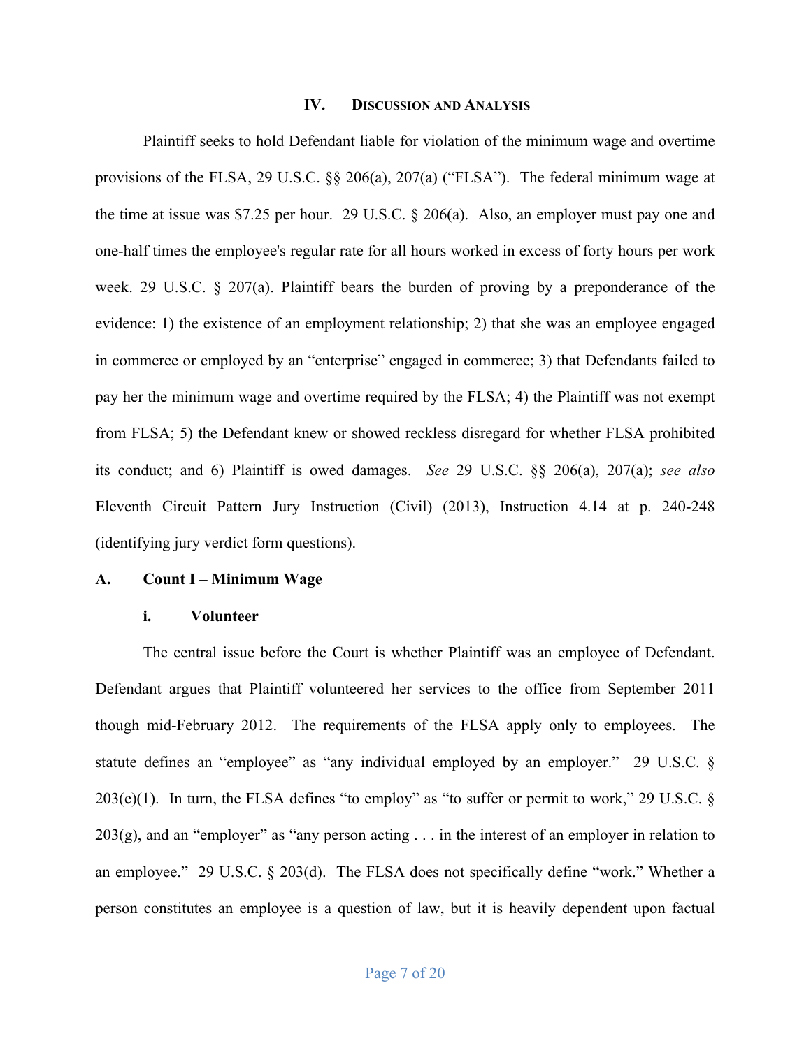## IV. Discussion and Analysis

Plaintiff seeks to hold Defendant liable for violation of the minimum wage and overtime provisions of the FLSA, 29 U.S.C. §§ 206(a), 207(a) ("FLSA"). The federal minimum wage at the time at issue was $7.25 per hour. 29 U.S.C. § 206(a). Also, an employer must pay one and one-half times the employee's regular rate for all hours worked in excess of forty hours per work week. 29 U.S.C. § 207(a). Plaintiff bears the burden of proving by a preponderance of the evidence: 1) the existence of an employment relationship; 2) that she was an employee engaged in commerce or employed by an "enterprise" engaged in commerce; 3) that Defendants failed to pay her the minimum wage and overtime required by the FLSA; 4) the Plaintiff was not exempt from FLSA; 5) the Defendant knew or showed reckless disregard for whether FLSA prohibited its conduct; and 6) Plaintiff is owed damages. *See* 29 U.S.C. §§ 206(a), 207(a); *see also* Eleventh Circuit Pattern Jury Instruction (Civil) (2013), Instruction 4.14 at p. 240-248 (identifying jury verdict form questions).

### A. Count I – Minimum Wage

#### i. Volunteer

The central issue before the Court is whether Plaintiff was an employee of Defendant. Defendant argues that Plaintiff volunteered her services to the office from September 2011 though mid-February 2012. The requirements of the FLSA apply only to employees. The statute defines an "employee" as "any individual employed by an employer." 29 U.S.C. § 203(e)(1). In turn, the FLSA defines "to employ" as "to suffer or permit to work," 29 U.S.C. § 203(g), and an "employer" as "any person acting . . . in the interest of an employer in relation to an employee." 29 U.S.C. § 203(d). The FLSA does not specifically define "work." Whether a person constitutes an employee is a question of law, but it is heavily dependent upon factual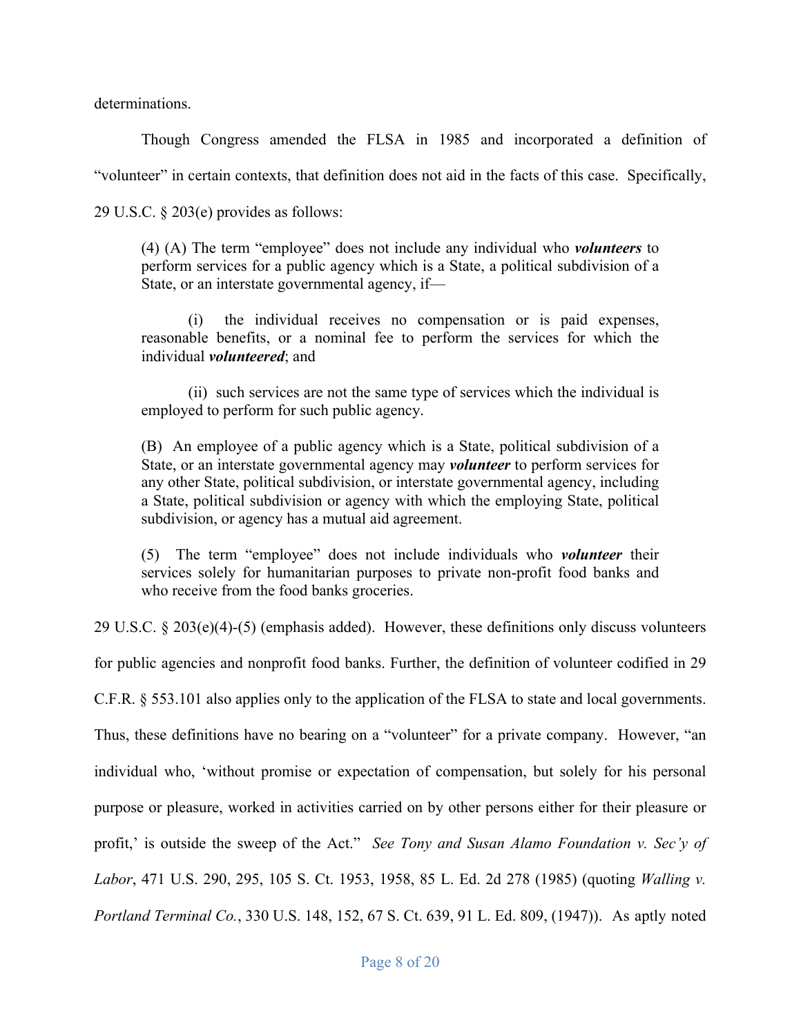determinations.

Though Congress amended the FLSA in 1985 and incorporated a definition of "volunteer" in certain contexts, that definition does not aid in the facts of this case. Specifically, 29 U.S.C. § 203(e) provides as follows:

> (4) (A) The term "employee" does not include any individual who ***volunteers*** to perform services for a public agency which is a State, a political subdivision of a State, or an interstate governmental agency, if—
>
> (i) the individual receives no compensation or is paid expenses, reasonable benefits, or a nominal fee to perform the services for which the individual ***volunteered***; and
>
> (ii) such services are not the same type of services which the individual is employed to perform for such public agency.
>
> (B) An employee of a public agency which is a State, political subdivision of a State, or an interstate governmental agency may ***volunteer*** to perform services for any other State, political subdivision, or interstate governmental agency, including a State, political subdivision or agency with which the employing State, political subdivision, or agency has a mutual aid agreement.
>
> (5) The term "employee" does not include individuals who ***volunteer*** their services solely for humanitarian purposes to private non-profit food banks and who receive from the food banks groceries.

29 U.S.C. § 203(e)(4)-(5) (emphasis added). However, these definitions only discuss volunteers for public agencies and nonprofit food banks. Further, the definition of volunteer codified in 29 C.F.R. § 553.101 also applies only to the application of the FLSA to state and local governments. Thus, these definitions have no bearing on a "volunteer" for a private company. However, "an individual who, 'without promise or expectation of compensation, but solely for his personal purpose or pleasure, worked in activities carried on by other persons either for their pleasure or profit,' is outside the sweep of the Act." *See Tony and Susan Alamo Foundation v. Sec'y of Labor*, 471 U.S. 290, 295, 105 S. Ct. 1953, 1958, 85 L. Ed. 2d 278 (1985) (quoting *Walling v. Portland Terminal Co.*, 330 U.S. 148, 152, 67 S. Ct. 639, 91 L. Ed. 809, (1947)). As aptly noted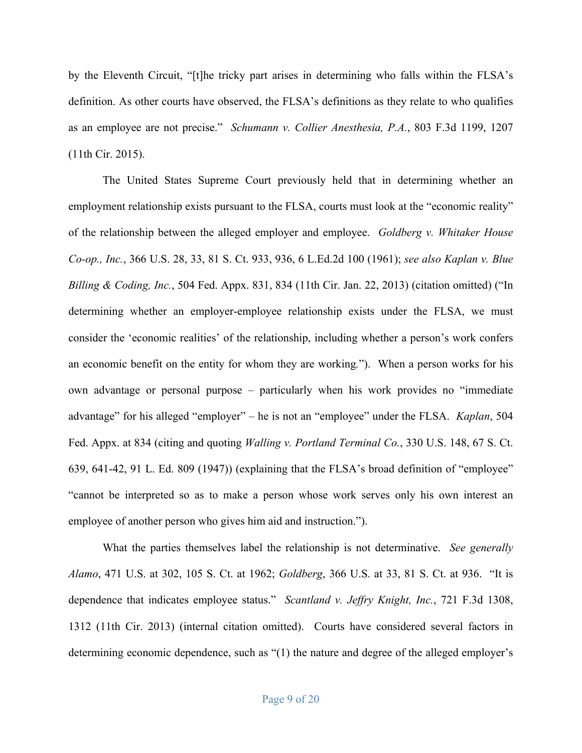by the Eleventh Circuit, "[t]he tricky part arises in determining who falls within the FLSA's definition. As other courts have observed, the FLSA's definitions as they relate to who qualifies as an employee are not precise." *Schumann v. Collier Anesthesia, P.A.*, 803 F.3d 1199, 1207 (11th Cir. 2015).

The United States Supreme Court previously held that in determining whether an employment relationship exists pursuant to the FLSA, courts must look at the "economic reality" of the relationship between the alleged employer and employee. *Goldberg v. Whitaker House Co-op., Inc.*, 366 U.S. 28, 33, 81 S. Ct. 933, 936, 6 L.Ed.2d 100 (1961); *see also Kaplan v. Blue Billing & Coding, Inc.*, 504 Fed. Appx. 831, 834 (11th Cir. Jan. 22, 2013) (citation omitted) ("In determining whether an employer-employee relationship exists under the FLSA, we must consider the 'economic realities' of the relationship, including whether a person's work confers an economic benefit on the entity for whom they are working."). When a person works for his own advantage or personal purpose – particularly when his work provides no "immediate advantage" for his alleged "employer" – he is not an "employee" under the FLSA. *Kaplan*, 504 Fed. Appx. at 834 (citing and quoting *Walling v. Portland Terminal Co.*, 330 U.S. 148, 67 S. Ct. 639, 641-42, 91 L. Ed. 809 (1947)) (explaining that the FLSA's broad definition of "employee" "cannot be interpreted so as to make a person whose work serves only his own interest an employee of another person who gives him aid and instruction.").

What the parties themselves label the relationship is not determinative. *See generally Alamo*, 471 U.S. at 302, 105 S. Ct. at 1962; *Goldberg*, 366 U.S. at 33, 81 S. Ct. at 936. "It is dependence that indicates employee status." *Scantland v. Jeffry Knight, Inc.*, 721 F.3d 1308, 1312 (11th Cir. 2013) (internal citation omitted). Courts have considered several factors in determining economic dependence, such as "(1) the nature and degree of the alleged employer's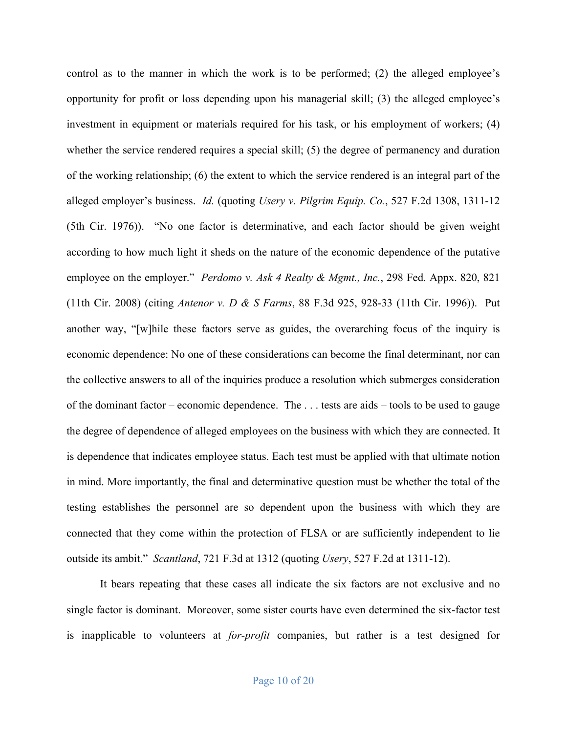control as to the manner in which the work is to be performed; (2) the alleged employee's opportunity for profit or loss depending upon his managerial skill; (3) the alleged employee's investment in equipment or materials required for his task, or his employment of workers; (4) whether the service rendered requires a special skill; (5) the degree of permanency and duration of the working relationship; (6) the extent to which the service rendered is an integral part of the alleged employer's business. *Id.* (quoting *Usery v. Pilgrim Equip. Co.*, 527 F.2d 1308, 1311-12 (5th Cir. 1976)). "No one factor is determinative, and each factor should be given weight according to how much light it sheds on the nature of the economic dependence of the putative employee on the employer." *Perdomo v. Ask 4 Realty & Mgmt., Inc.*, 298 Fed. Appx. 820, 821 (11th Cir. 2008) (citing *Antenor v. D & S Farms*, 88 F.3d 925, 928-33 (11th Cir. 1996)). Put another way, "[w]hile these factors serve as guides, the overarching focus of the inquiry is economic dependence: No one of these considerations can become the final determinant, nor can the collective answers to all of the inquiries produce a resolution which submerges consideration of the dominant factor – economic dependence. The . . . tests are aids – tools to be used to gauge the degree of dependence of alleged employees on the business with which they are connected. It is dependence that indicates employee status. Each test must be applied with that ultimate notion in mind. More importantly, the final and determinative question must be whether the total of the testing establishes the personnel are so dependent upon the business with which they are connected that they come within the protection of FLSA or are sufficiently independent to lie outside its ambit." *Scantland*, 721 F.3d at 1312 (quoting *Usery*, 527 F.2d at 1311-12).

It bears repeating that these cases all indicate the six factors are not exclusive and no single factor is dominant. Moreover, some sister courts have even determined the six-factor test is inapplicable to volunteers at *for-profit* companies, but rather is a test designed for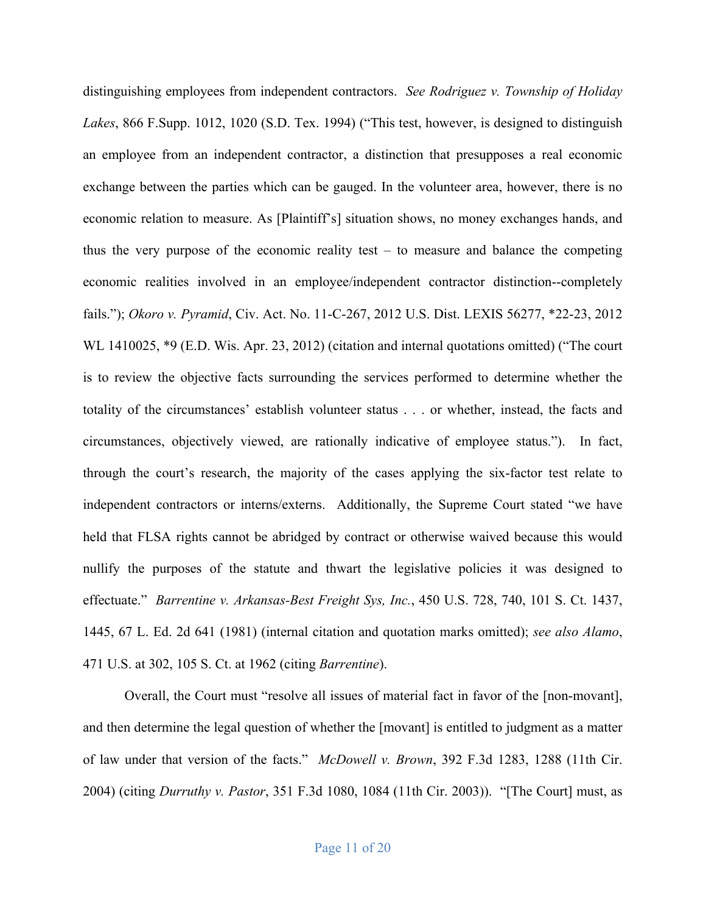distinguishing employees from independent contractors. *See Rodriguez v. Township of Holiday Lakes*, 866 F.Supp. 1012, 1020 (S.D. Tex. 1994) ("This test, however, is designed to distinguish an employee from an independent contractor, a distinction that presupposes a real economic exchange between the parties which can be gauged. In the volunteer area, however, there is no economic relation to measure. As [Plaintiff's] situation shows, no money exchanges hands, and thus the very purpose of the economic reality test – to measure and balance the competing economic realities involved in an employee/independent contractor distinction--completely fails."); *Okoro v. Pyramid*, Civ. Act. No. 11-C-267, 2012 U.S. Dist. LEXIS 56277, *22-23, 2012 WL 1410025, *9 (E.D. Wis. Apr. 23, 2012) (citation and internal quotations omitted) ("The court is to review the objective facts surrounding the services performed to determine whether the totality of the circumstances' establish volunteer status . . . or whether, instead, the facts and circumstances, objectively viewed, are rationally indicative of employee status."). In fact, through the court's research, the majority of the cases applying the six-factor test relate to independent contractors or interns/externs. Additionally, the Supreme Court stated "we have held that FLSA rights cannot be abridged by contract or otherwise waived because this would nullify the purposes of the statute and thwart the legislative policies it was designed to effectuate." *Barrentine v. Arkansas-Best Freight Sys, Inc.*, 450 U.S. 728, 740, 101 S. Ct. 1437, 1445, 67 L. Ed. 2d 641 (1981) (internal citation and quotation marks omitted); *see also Alamo*, 471 U.S. at 302, 105 S. Ct. at 1962 (citing *Barrentine*).

Overall, the Court must "resolve all issues of material fact in favor of the [non-movant], and then determine the legal question of whether the [movant] is entitled to judgment as a matter of law under that version of the facts." *McDowell v. Brown*, 392 F.3d 1283, 1288 (11th Cir. 2004) (citing *Durruthy v. Pastor*, 351 F.3d 1080, 1084 (11th Cir. 2003)). "[The Court] must, as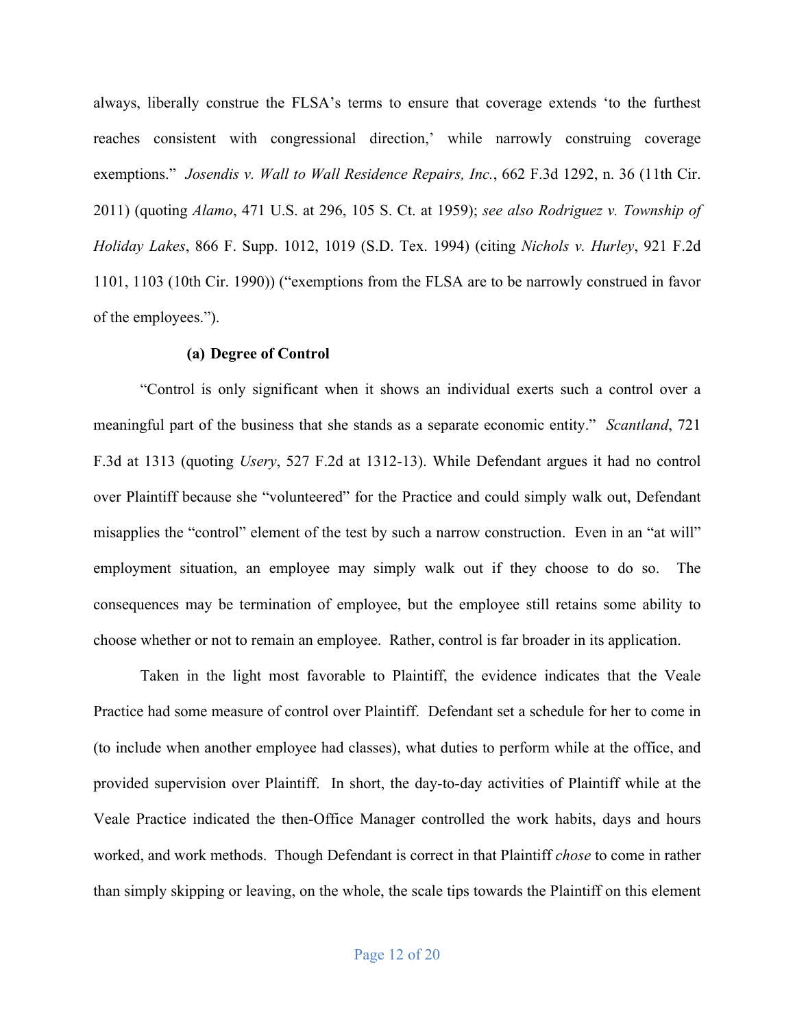always, liberally construe the FLSA's terms to ensure that coverage extends 'to the furthest reaches consistent with congressional direction,' while narrowly construing coverage exemptions." *Josendis v. Wall to Wall Residence Repairs, Inc.*, 662 F.3d 1292, n. 36 (11th Cir. 2011) (quoting *Alamo*, 471 U.S. at 296, 105 S. Ct. at 1959); *see also Rodriguez v. Township of Holiday Lakes*, 866 F. Supp. 1012, 1019 (S.D. Tex. 1994) (citing *Nichols v. Hurley*, 921 F.2d 1101, 1103 (10th Cir. 1990)) ("exemptions from the FLSA are to be narrowly construed in favor of the employees.").

**(a) Degree of Control**

"Control is only significant when it shows an individual exerts such a control over a meaningful part of the business that she stands as a separate economic entity." *Scantland*, 721 F.3d at 1313 (quoting *Usery*, 527 F.2d at 1312-13). While Defendant argues it had no control over Plaintiff because she "volunteered" for the Practice and could simply walk out, Defendant misapplies the "control" element of the test by such a narrow construction. Even in an "at will" employment situation, an employee may simply walk out if they choose to do so. The consequences may be termination of employee, but the employee still retains some ability to choose whether or not to remain an employee. Rather, control is far broader in its application.

Taken in the light most favorable to Plaintiff, the evidence indicates that the Veale Practice had some measure of control over Plaintiff. Defendant set a schedule for her to come in (to include when another employee had classes), what duties to perform while at the office, and provided supervision over Plaintiff. In short, the day-to-day activities of Plaintiff while at the Veale Practice indicated the then-Office Manager controlled the work habits, days and hours worked, and work methods. Though Defendant is correct in that Plaintiff *chose* to come in rather than simply skipping or leaving, on the whole, the scale tips towards the Plaintiff on this element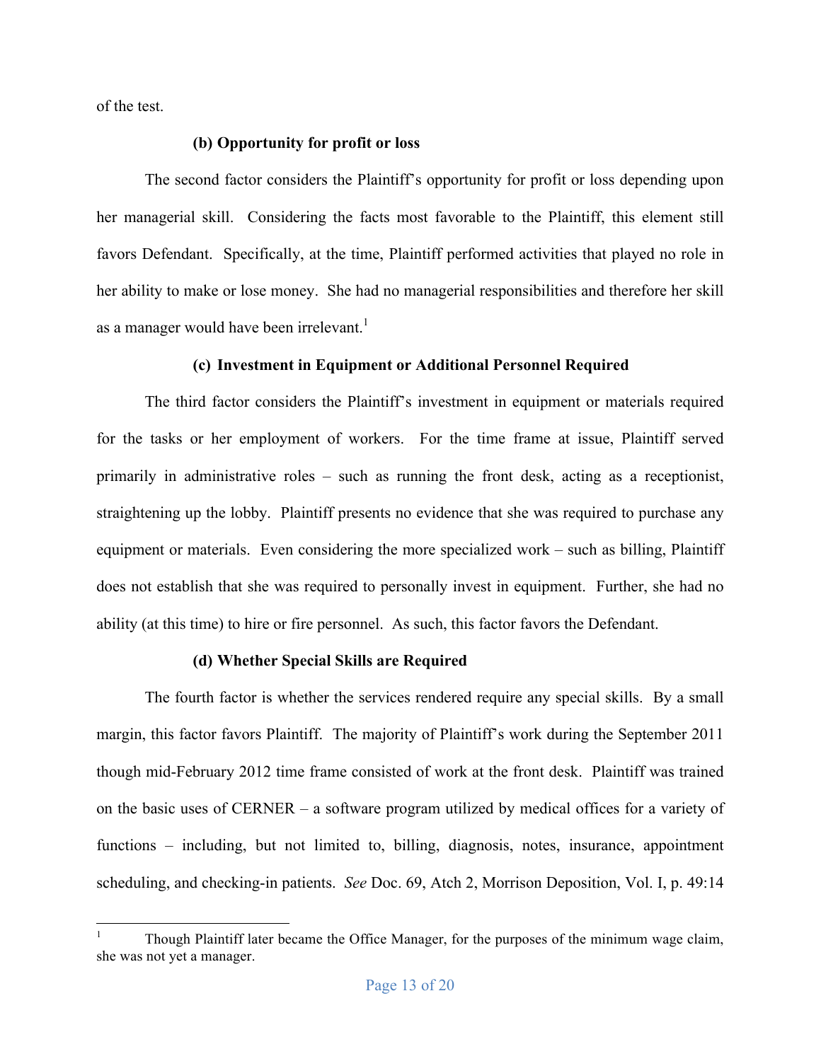of the test.

#### (b) Opportunity for profit or loss

The second factor considers the Plaintiff's opportunity for profit or loss depending upon her managerial skill. Considering the facts most favorable to the Plaintiff, this element still favors Defendant. Specifically, at the time, Plaintiff performed activities that played no role in her ability to make or lose money. She had no managerial responsibilities and therefore her skill as a manager would have been irrelevant.[1]

#### (c) Investment in Equipment or Additional Personnel Required

The third factor considers the Plaintiff's investment in equipment or materials required for the tasks or her employment of workers. For the time frame at issue, Plaintiff served primarily in administrative roles – such as running the front desk, acting as a receptionist, straightening up the lobby. Plaintiff presents no evidence that she was required to purchase any equipment or materials. Even considering the more specialized work – such as billing, Plaintiff does not establish that she was required to personally invest in equipment. Further, she had no ability (at this time) to hire or fire personnel. As such, this factor favors the Defendant.

#### (d) Whether Special Skills are Required

The fourth factor is whether the services rendered require any special skills. By a small margin, this factor favors Plaintiff. The majority of Plaintiff's work during the September 2011 though mid-February 2012 time frame consisted of work at the front desk. Plaintiff was trained on the basic uses of CERNER – a software program utilized by medical offices for a variety of functions – including, but not limited to, billing, diagnosis, notes, insurance, appointment scheduling, and checking-in patients. *See* Doc. 69, Atch 2, Morrison Deposition, Vol. I, p. 49:14

---

[1] Though Plaintiff later became the Office Manager, for the purposes of the minimum wage claim, she was not yet a manager.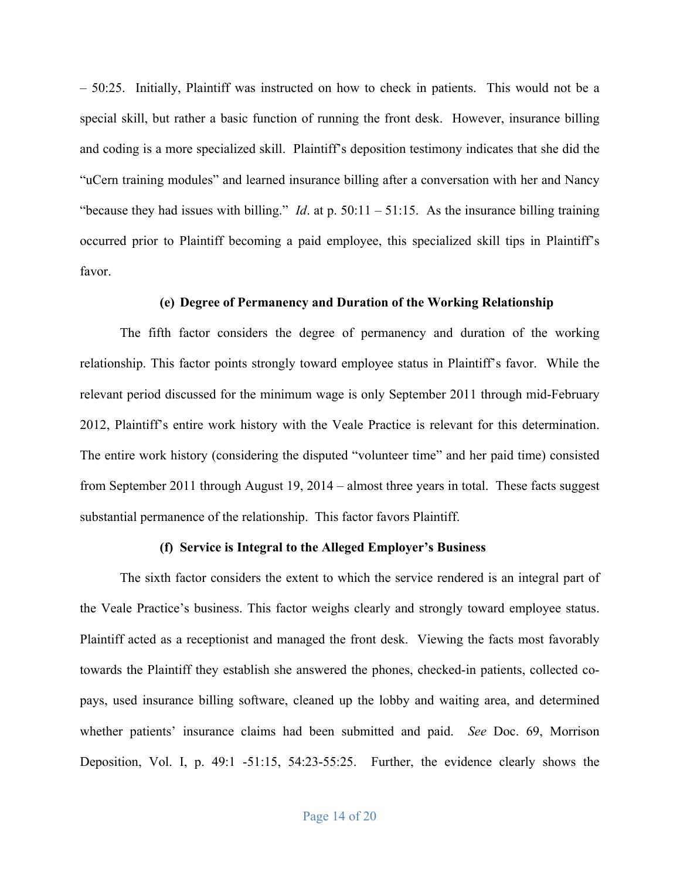– 50:25. Initially, Plaintiff was instructed on how to check in patients. This would not be a special skill, but rather a basic function of running the front desk. However, insurance billing and coding is a more specialized skill. Plaintiff's deposition testimony indicates that she did the "uCern training modules" and learned insurance billing after a conversation with her and Nancy "because they had issues with billing." *Id*. at p. 50:11 – 51:15. As the insurance billing training occurred prior to Plaintiff becoming a paid employee, this specialized skill tips in Plaintiff's favor.

**(e) Degree of Permanency and Duration of the Working Relationship**

The fifth factor considers the degree of permanency and duration of the working relationship. This factor points strongly toward employee status in Plaintiff's favor. While the relevant period discussed for the minimum wage is only September 2011 through mid-February 2012, Plaintiff's entire work history with the Veale Practice is relevant for this determination. The entire work history (considering the disputed "volunteer time" and her paid time) consisted from September 2011 through August 19, 2014 – almost three years in total. These facts suggest substantial permanence of the relationship. This factor favors Plaintiff.

**(f) Service is Integral to the Alleged Employer's Business**

The sixth factor considers the extent to which the service rendered is an integral part of the Veale Practice's business. This factor weighs clearly and strongly toward employee status. Plaintiff acted as a receptionist and managed the front desk. Viewing the facts most favorably towards the Plaintiff they establish she answered the phones, checked-in patients, collected co-pays, used insurance billing software, cleaned up the lobby and waiting area, and determined whether patients' insurance claims had been submitted and paid. *See* Doc. 69, Morrison Deposition, Vol. I, p. 49:1 -51:15, 54:23-55:25. Further, the evidence clearly shows the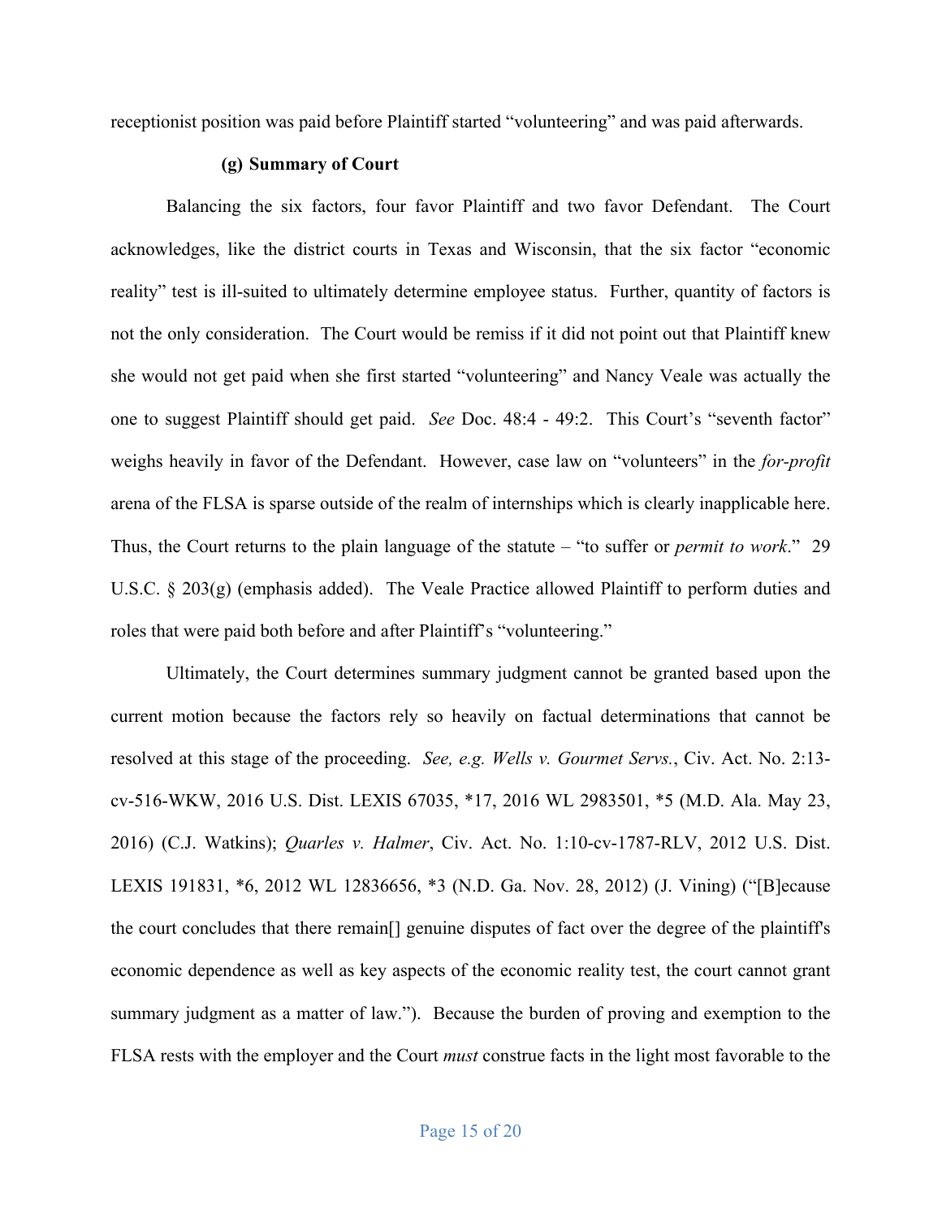receptionist position was paid before Plaintiff started "volunteering" and was paid afterwards.

### (g) Summary of Court

Balancing the six factors, four favor Plaintiff and two favor Defendant. The Court acknowledges, like the district courts in Texas and Wisconsin, that the six factor "economic reality" test is ill-suited to ultimately determine employee status. Further, quantity of factors is not the only consideration. The Court would be remiss if it did not point out that Plaintiff knew she would not get paid when she first started "volunteering" and Nancy Veale was actually the one to suggest Plaintiff should get paid. *See* Doc. 48:4 - 49:2. This Court's "seventh factor" weighs heavily in favor of the Defendant. However, case law on "volunteers" in the *for-profit* arena of the FLSA is sparse outside of the realm of internships which is clearly inapplicable here. Thus, the Court returns to the plain language of the statute – "to suffer or *permit to work*." 29 U.S.C. § 203(g) (emphasis added). The Veale Practice allowed Plaintiff to perform duties and roles that were paid both before and after Plaintiff's "volunteering."

Ultimately, the Court determines summary judgment cannot be granted based upon the current motion because the factors rely so heavily on factual determinations that cannot be resolved at this stage of the proceeding. *See, e.g. Wells v. Gourmet Servs.*, Civ. Act. No. 2:13-cv-516-WKW, 2016 U.S. Dist. LEXIS 67035, *17, 2016 WL 2983501, *5 (M.D. Ala. May 23, 2016) (C.J. Watkins); *Quarles v. Halmer*, Civ. Act. No. 1:10-cv-1787-RLV, 2012 U.S. Dist. LEXIS 191831, *6, 2012 WL 12836656, *3 (N.D. Ga. Nov. 28, 2012) (J. Vining) ("[B]ecause the court concludes that there remain[] genuine disputes of fact over the degree of the plaintiff's economic dependence as well as key aspects of the economic reality test, the court cannot grant summary judgment as a matter of law."). Because the burden of proving and exemption to the FLSA rests with the employer and the Court *must* construe facts in the light most favorable to the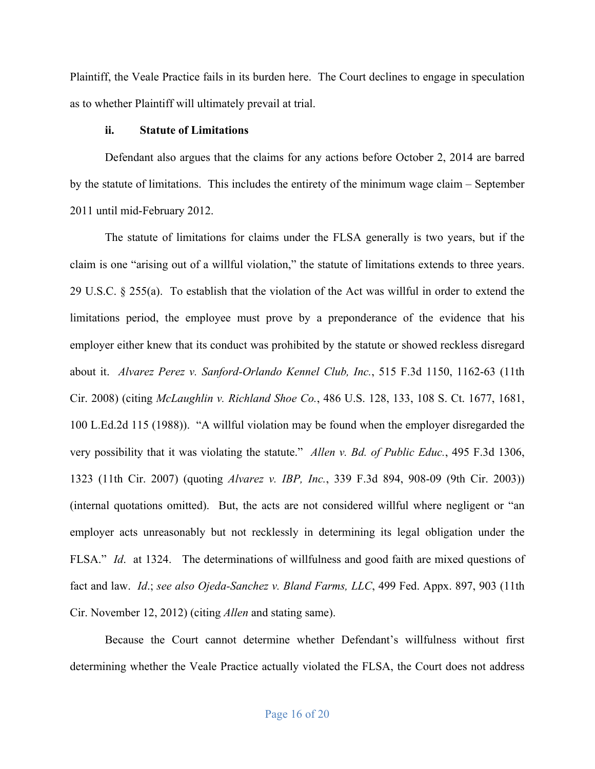Plaintiff, the Veale Practice fails in its burden here. The Court declines to engage in speculation as to whether Plaintiff will ultimately prevail at trial.

**ii. Statute of Limitations**

Defendant also argues that the claims for any actions before October 2, 2014 are barred by the statute of limitations. This includes the entirety of the minimum wage claim – September 2011 until mid-February 2012.

The statute of limitations for claims under the FLSA generally is two years, but if the claim is one "arising out of a willful violation," the statute of limitations extends to three years. 29 U.S.C. § 255(a). To establish that the violation of the Act was willful in order to extend the limitations period, the employee must prove by a preponderance of the evidence that his employer either knew that its conduct was prohibited by the statute or showed reckless disregard about it. *Alvarez Perez v. Sanford-Orlando Kennel Club, Inc.*, 515 F.3d 1150, 1162-63 (11th Cir. 2008) (citing *McLaughlin v. Richland Shoe Co.*, 486 U.S. 128, 133, 108 S. Ct. 1677, 1681, 100 L.Ed.2d 115 (1988)). "A willful violation may be found when the employer disregarded the very possibility that it was violating the statute." *Allen v. Bd. of Public Educ.*, 495 F.3d 1306, 1323 (11th Cir. 2007) (quoting *Alvarez v. IBP, Inc.*, 339 F.3d 894, 908-09 (9th Cir. 2003)) (internal quotations omitted). But, the acts are not considered willful where negligent or "an employer acts unreasonably but not recklessly in determining its legal obligation under the FLSA." *Id*. at 1324. The determinations of willfulness and good faith are mixed questions of fact and law. *Id*.; *see also Ojeda-Sanchez v. Bland Farms, LLC*, 499 Fed. Appx. 897, 903 (11th Cir. November 12, 2012) (citing *Allen* and stating same).

Because the Court cannot determine whether Defendant's willfulness without first determining whether the Veale Practice actually violated the FLSA, the Court does not address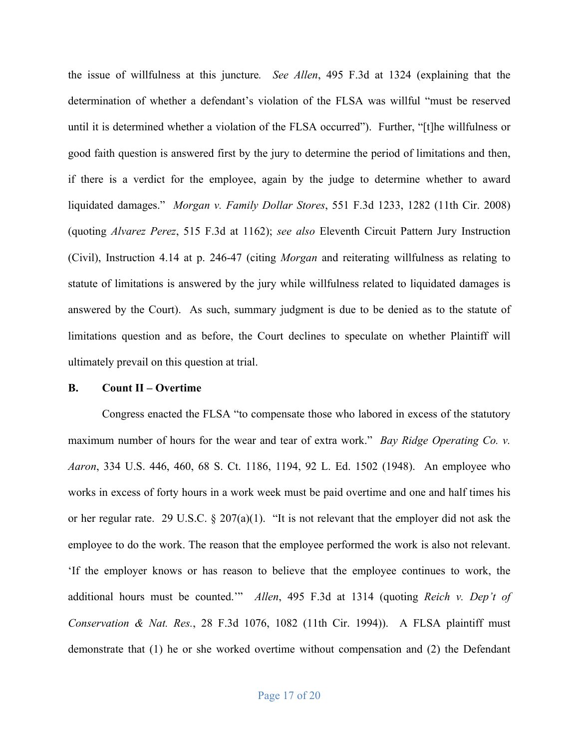the issue of willfulness at this juncture. *See Allen*, 495 F.3d at 1324 (explaining that the determination of whether a defendant's violation of the FLSA was willful "must be reserved until it is determined whether a violation of the FLSA occurred"). Further, "[t]he willfulness or good faith question is answered first by the jury to determine the period of limitations and then, if there is a verdict for the employee, again by the judge to determine whether to award liquidated damages." *Morgan v. Family Dollar Stores*, 551 F.3d 1233, 1282 (11th Cir. 2008) (quoting *Alvarez Perez*, 515 F.3d at 1162); *see also* Eleventh Circuit Pattern Jury Instruction (Civil), Instruction 4.14 at p. 246-47 (citing *Morgan* and reiterating willfulness as relating to statute of limitations is answered by the jury while willfulness related to liquidated damages is answered by the Court). As such, summary judgment is due to be denied as to the statute of limitations question and as before, the Court declines to speculate on whether Plaintiff will ultimately prevail on this question at trial.

**B. Count II – Overtime**

Congress enacted the FLSA "to compensate those who labored in excess of the statutory maximum number of hours for the wear and tear of extra work." *Bay Ridge Operating Co. v. Aaron*, 334 U.S. 446, 460, 68 S. Ct. 1186, 1194, 92 L. Ed. 1502 (1948). An employee who works in excess of forty hours in a work week must be paid overtime and one and half times his or her regular rate. 29 U.S.C. § 207(a)(1). "It is not relevant that the employer did not ask the employee to do the work. The reason that the employee performed the work is also not relevant. 'If the employer knows or has reason to believe that the employee continues to work, the additional hours must be counted.'" *Allen*, 495 F.3d at 1314 (quoting *Reich v. Dep't of Conservation & Nat. Res.*, 28 F.3d 1076, 1082 (11th Cir. 1994)). A FLSA plaintiff must demonstrate that (1) he or she worked overtime without compensation and (2) the Defendant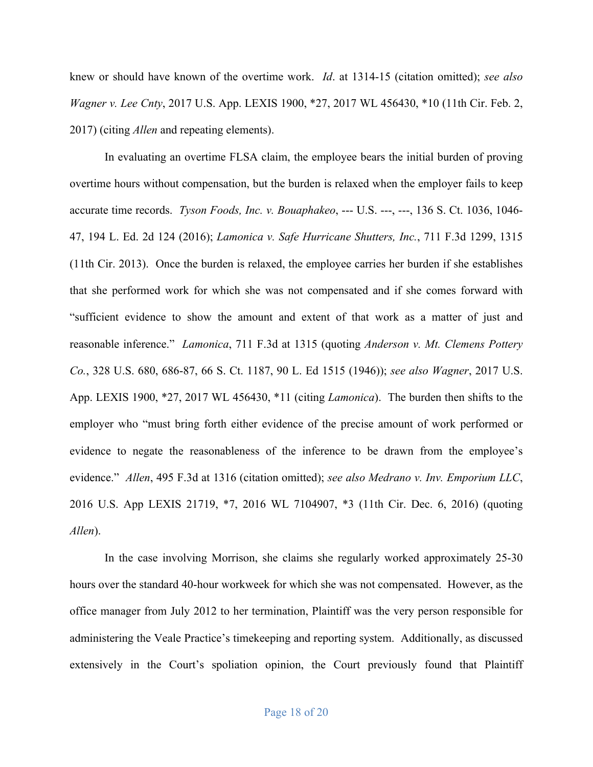knew or should have known of the overtime work. *Id*. at 1314-15 (citation omitted); *see also Wagner v. Lee Cnty*, 2017 U.S. App. LEXIS 1900, *27, 2017 WL 456430, *10 (11th Cir. Feb. 2, 2017) (citing *Allen* and repeating elements).

In evaluating an overtime FLSA claim, the employee bears the initial burden of proving overtime hours without compensation, but the burden is relaxed when the employer fails to keep accurate time records. *Tyson Foods, Inc. v. Bouaphakeo*, --- U.S. ---, ---, 136 S. Ct. 1036, 1046-47, 194 L. Ed. 2d 124 (2016); *Lamonica v. Safe Hurricane Shutters, Inc.*, 711 F.3d 1299, 1315 (11th Cir. 2013). Once the burden is relaxed, the employee carries her burden if she establishes that she performed work for which she was not compensated and if she comes forward with "sufficient evidence to show the amount and extent of that work as a matter of just and reasonable inference." *Lamonica*, 711 F.3d at 1315 (quoting *Anderson v. Mt. Clemens Pottery Co.*, 328 U.S. 680, 686-87, 66 S. Ct. 1187, 90 L. Ed 1515 (1946)); *see also Wagner*, 2017 U.S. App. LEXIS 1900, *27, 2017 WL 456430, *11 (citing *Lamonica*). The burden then shifts to the employer who "must bring forth either evidence of the precise amount of work performed or evidence to negate the reasonableness of the inference to be drawn from the employee's evidence." *Allen*, 495 F.3d at 1316 (citation omitted); *see also Medrano v. Inv. Emporium LLC*, 2016 U.S. App LEXIS 21719, *7, 2016 WL 7104907, *3 (11th Cir. Dec. 6, 2016) (quoting *Allen*).

In the case involving Morrison, she claims she regularly worked approximately 25-30 hours over the standard 40-hour workweek for which she was not compensated. However, as the office manager from July 2012 to her termination, Plaintiff was the very person responsible for administering the Veale Practice's timekeeping and reporting system. Additionally, as discussed extensively in the Court's spoliation opinion, the Court previously found that Plaintiff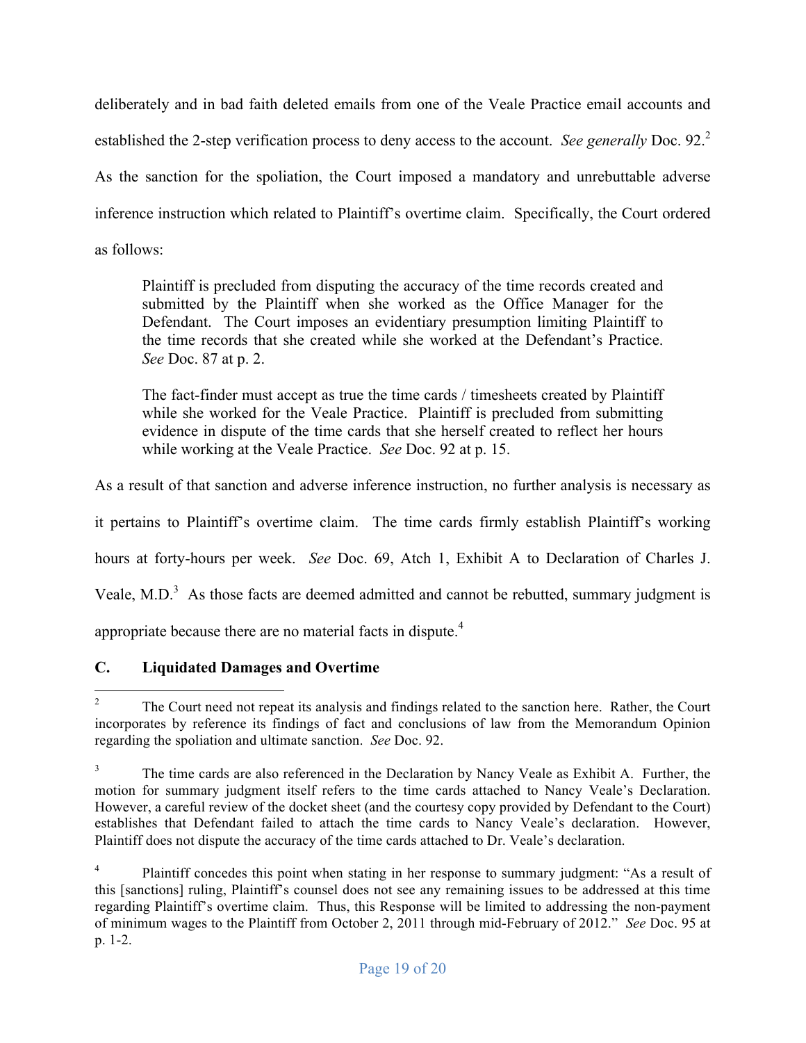deliberately and in bad faith deleted emails from one of the Veale Practice email accounts and established the 2-step verification process to deny access to the account. *See generally* Doc. 92.[2] As the sanction for the spoliation, the Court imposed a mandatory and unrebuttable adverse inference instruction which related to Plaintiff's overtime claim. Specifically, the Court ordered as follows:

> Plaintiff is precluded from disputing the accuracy of the time records created and submitted by the Plaintiff when she worked as the Office Manager for the Defendant. The Court imposes an evidentiary presumption limiting Plaintiff to the time records that she created while she worked at the Defendant's Practice. *See* Doc. 87 at p. 2.
>
> The fact-finder must accept as true the time cards / timesheets created by Plaintiff while she worked for the Veale Practice. Plaintiff is precluded from submitting evidence in dispute of the time cards that she herself created to reflect her hours while working at the Veale Practice. *See* Doc. 92 at p. 15.

As a result of that sanction and adverse inference instruction, no further analysis is necessary as it pertains to Plaintiff's overtime claim. The time cards firmly establish Plaintiff's working hours at forty-hours per week. *See* Doc. 69, Atch 1, Exhibit A to Declaration of Charles J. Veale, M.D.[3] As those facts are deemed admitted and cannot be rebutted, summary judgment is appropriate because there are no material facts in dispute.[4]

### C. Liquidated Damages and Overtime

---

[2] The Court need not repeat its analysis and findings related to the sanction here. Rather, the Court incorporates by reference its findings of fact and conclusions of law from the Memorandum Opinion regarding the spoliation and ultimate sanction. *See* Doc. 92.

[3] The time cards are also referenced in the Declaration by Nancy Veale as Exhibit A. Further, the motion for summary judgment itself refers to the time cards attached to Nancy Veale's Declaration. However, a careful review of the docket sheet (and the courtesy copy provided by Defendant to the Court) establishes that Defendant failed to attach the time cards to Nancy Veale's declaration. However, Plaintiff does not dispute the accuracy of the time cards attached to Dr. Veale's declaration.

[4] Plaintiff concedes this point when stating in her response to summary judgment: "As a result of this [sanctions] ruling, Plaintiff's counsel does not see any remaining issues to be addressed at this time regarding Plaintiff's overtime claim. Thus, this Response will be limited to addressing the non-payment of minimum wages to the Plaintiff from October 2, 2011 through mid-February of 2012." *See* Doc. 95 at p. 1-2.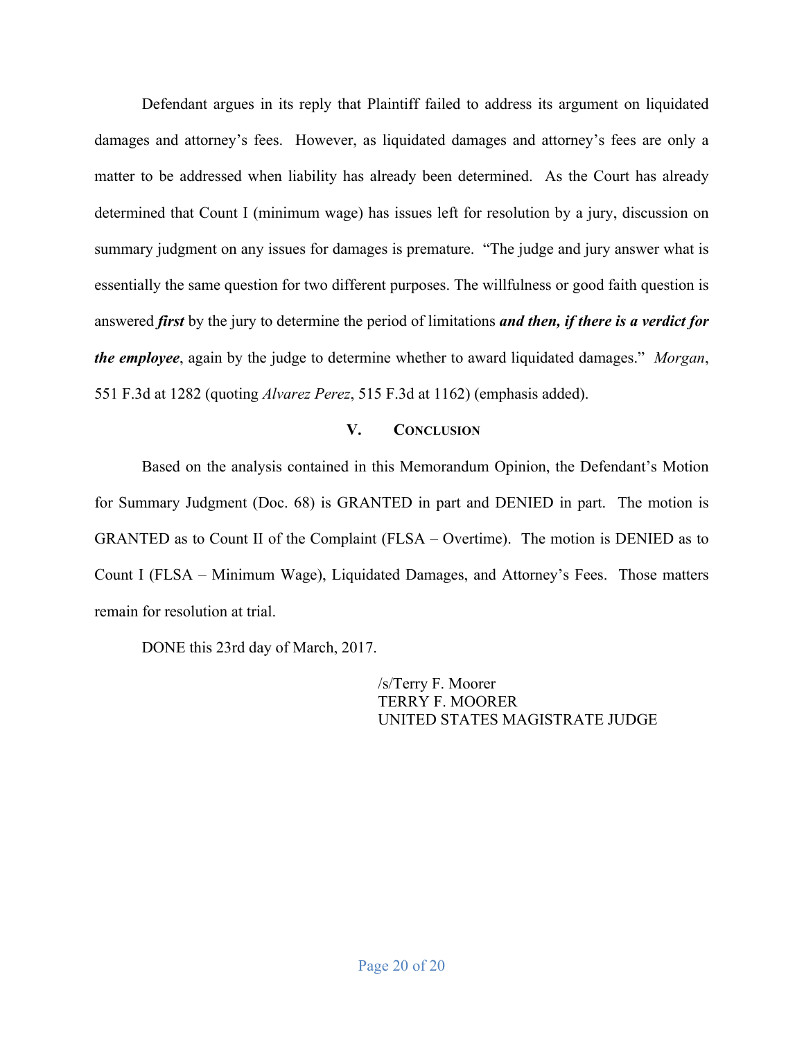Defendant argues in its reply that Plaintiff failed to address its argument on liquidated damages and attorney's fees. However, as liquidated damages and attorney's fees are only a matter to be addressed when liability has already been determined. As the Court has already determined that Count I (minimum wage) has issues left for resolution by a jury, discussion on summary judgment on any issues for damages is premature. "The judge and jury answer what is essentially the same question for two different purposes. The willfulness or good faith question is answered ***first*** by the jury to determine the period of limitations ***and then, if there is a verdict for the employee***, again by the judge to determine whether to award liquidated damages." *Morgan*, 551 F.3d at 1282 (quoting *Alvarez Perez*, 515 F.3d at 1162) (emphasis added).

## V. Conclusion

Based on the analysis contained in this Memorandum Opinion, the Defendant's Motion for Summary Judgment (Doc. 68) is GRANTED in part and DENIED in part. The motion is GRANTED as to Count II of the Complaint (FLSA – Overtime). The motion is DENIED as to Count I (FLSA – Minimum Wage), Liquidated Damages, and Attorney's Fees. Those matters remain for resolution at trial.

DONE this 23rd day of March, 2017.

/s/Terry F. Moorer
TERRY F. MOORER
UNITED STATES MAGISTRATE JUDGE